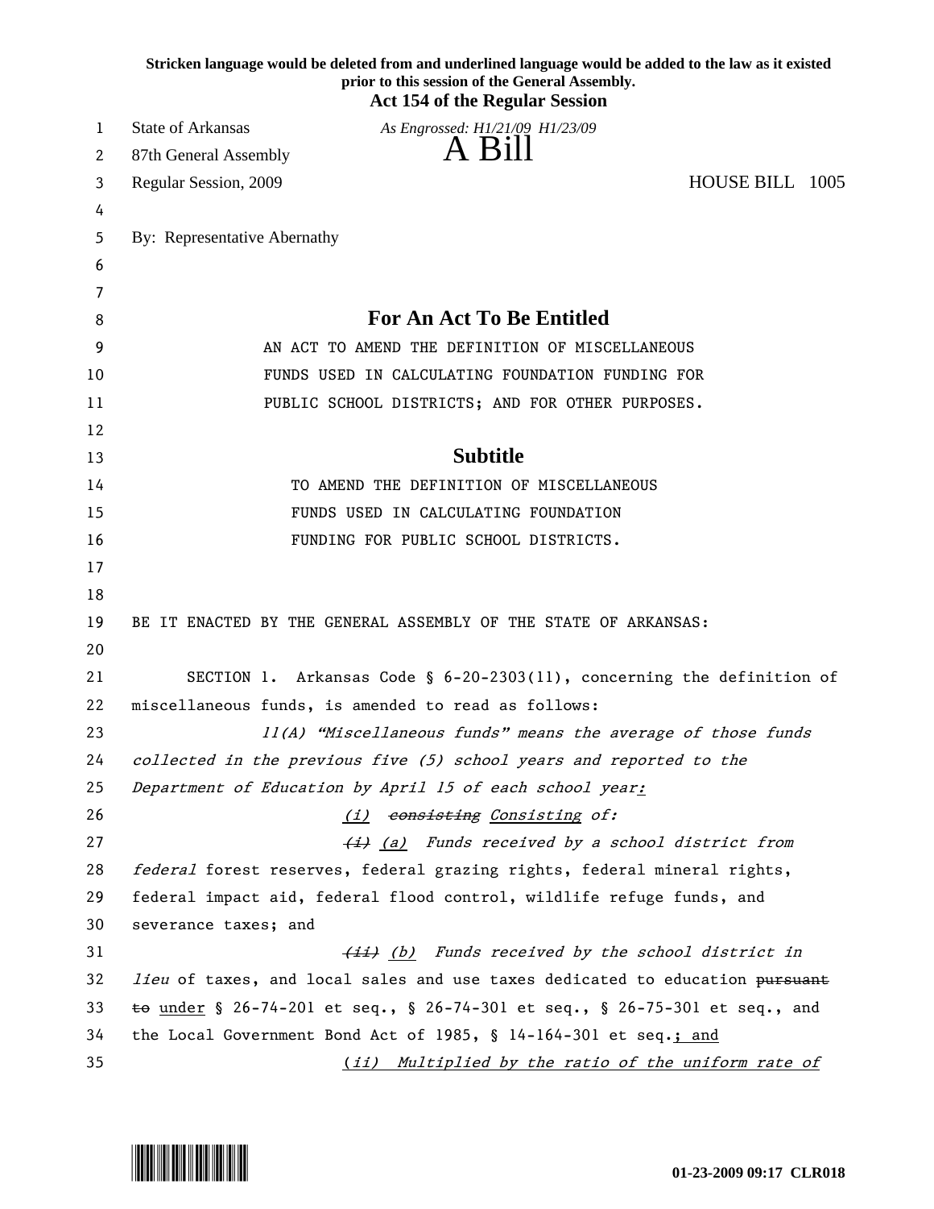Stricken language would be deleted from and underlined language would be added to the law as it existed prior to this session of the General Assembly.

**Act 154 of the Regular Session**

State of Arkansas  
87th General Assembly  
Regular Session, 2009

*As Engrossed: H1/21/09 H1/23/09*

# A Bill

HOUSE BILL 1005

By: Representative Abernathy

## For An Act To Be Entitled

AN ACT TO AMEND THE DEFINITION OF MISCELLANEOUS FUNDS USED IN CALCULATING FOUNDATION FUNDING FOR PUBLIC SCHOOL DISTRICTS; AND FOR OTHER PURPOSES.

## Subtitle

TO AMEND THE DEFINITION OF MISCELLANEOUS FUNDS USED IN CALCULATING FOUNDATION FUNDING FOR PUBLIC SCHOOL DISTRICTS.

BE IT ENACTED BY THE GENERAL ASSEMBLY OF THE STATE OF ARKANSAS:

SECTION 1. Arkansas Code § 6-20-2303(11), concerning the definition of miscellaneous funds, is amended to read as follows:

*11(A) "Miscellaneous funds" means the average of those funds collected in the previous five (5) school years and reported to the Department of Education by April 15 of each school year:*

*(i) ~~consisting~~ Consisting of:*

*~~(i)~~ (a) Funds received by a school district from federal* forest reserves, federal grazing rights, federal mineral rights, federal impact aid, federal flood control, wildlife refuge funds, and severance taxes; and

*~~(ii)~~ (b) Funds received by the school district in lieu* of taxes, and local sales and use taxes dedicated to education ~~pursuant to~~ under § 26-74-201 et seq., § 26-74-301 et seq., § 26-75-301 et seq., and the Local Government Bond Act of 1985, § 14-164-301 et seq.; and

*(ii) Multiplied by the ratio of the uniform rate of*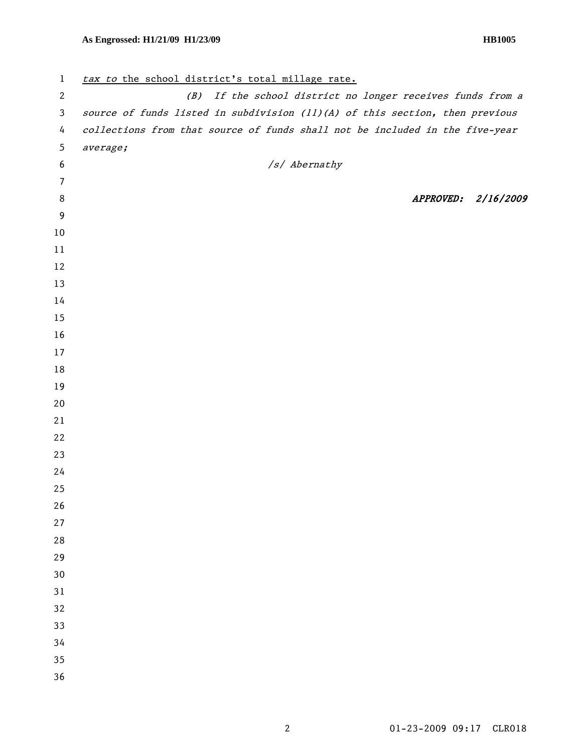*tax to* the school district's total millage rate.

*(B) If the school district no longer receives funds from a source of funds listed in subdivision (11)(A) of this section, then previous collections from that source of funds shall not be included in the five-year average;*

*/s/ Abernathy*

***APPROVED: 2/16/2009***